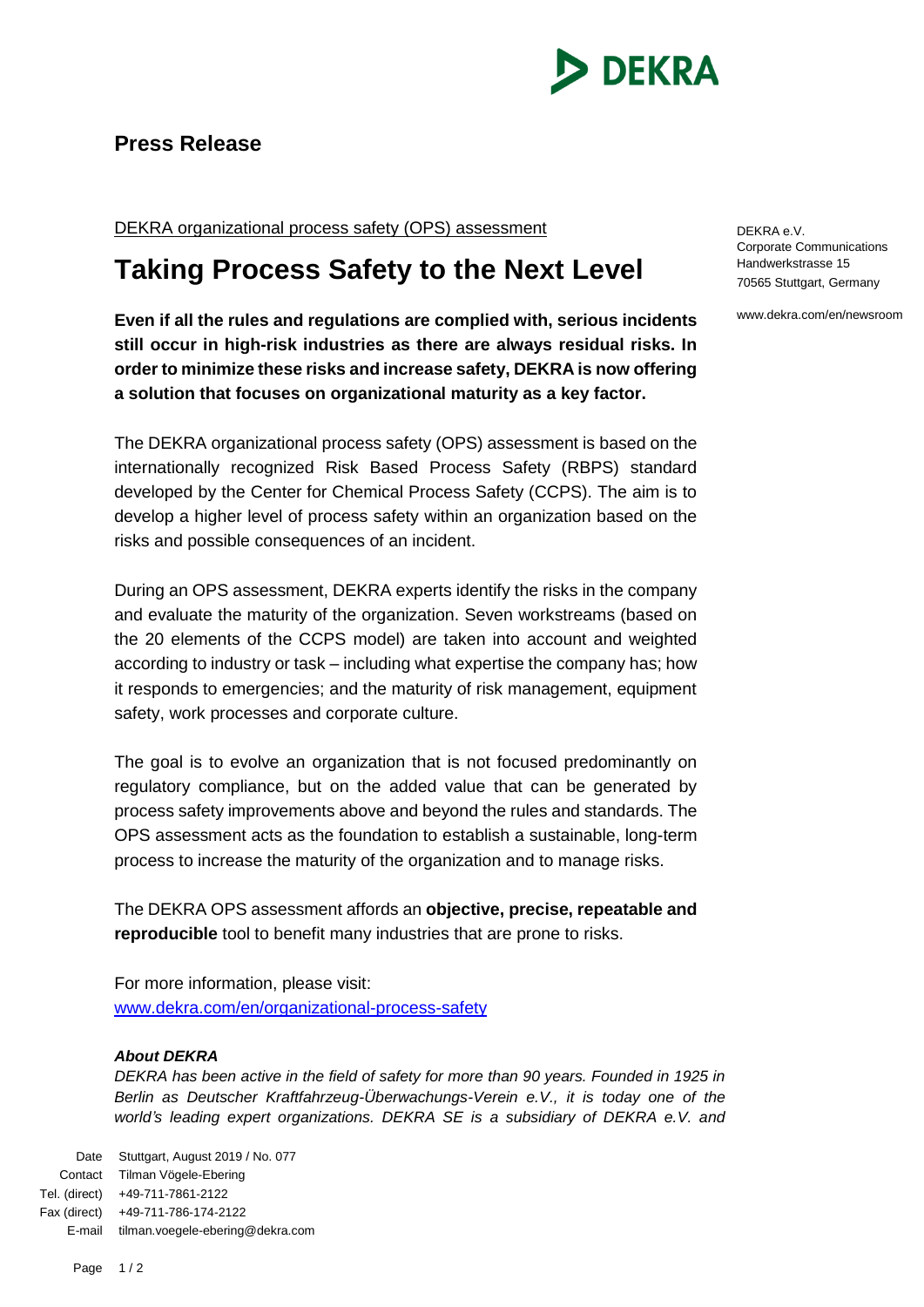**Press Release**

DEKRA organizational process safety (OPS) assessment

# Taking Process Safety to the Next Level

**Even if all the rules and regulations are complied with, serious incidents still occur in high-risk industries as there are always residual risks. In order to minimize these risks and increase safety, DEKRA is now offering a solution that focuses on organizational maturity as a key factor.**

The DEKRA organizational process safety (OPS) assessment is based on the internationally recognized Risk Based Process Safety (RBPS) standard developed by the Center for Chemical Process Safety (CCPS). The aim is to develop a higher level of process safety within an organization based on the risks and possible consequences of an incident.

During an OPS assessment, DEKRA experts identify the risks in the company and evaluate the maturity of the organization. Seven workstreams (based on the 20 elements of the CCPS model) are taken into account and weighted according to industry or task – including what expertise the company has; how it responds to emergencies; and the maturity of risk management, equipment safety, work processes and corporate culture.

The goal is to evolve an organization that is not focused predominantly on regulatory compliance, but on the added value that can be generated by process safety improvements above and beyond the rules and standards. The OPS assessment acts as the foundation to establish a sustainable, long-term process to increase the maturity of the organization and to manage risks.

The DEKRA OPS assessment affords an **objective, precise, repeatable and reproducible** tool to benefit many industries that are prone to risks.

For more information, please visit:
www.dekra.com/en/organizational-process-safety

***About DEKRA***

*DEKRA has been active in the field of safety for more than 90 years. Founded in 1925 in Berlin as Deutscher Kraftfahrzeug-Überwachungs-Verein e.V., it is today one of the world's leading expert organizations. DEKRA SE is a subsidiary of DEKRA e.V. and*

DEKRA e.V.
Corporate Communications
Handwerkstrasse 15
70565 Stuttgart, Germany

www.dekra.com/en/newsroom

Date: Stuttgart, August 2019 / No. 077
Contact: Tilman Vögele-Ebering
Tel. (direct): +49-711-7861-2122
Fax (direct): +49-711-786-174-2122
E-mail: tilman.voegele-ebering@dekra.com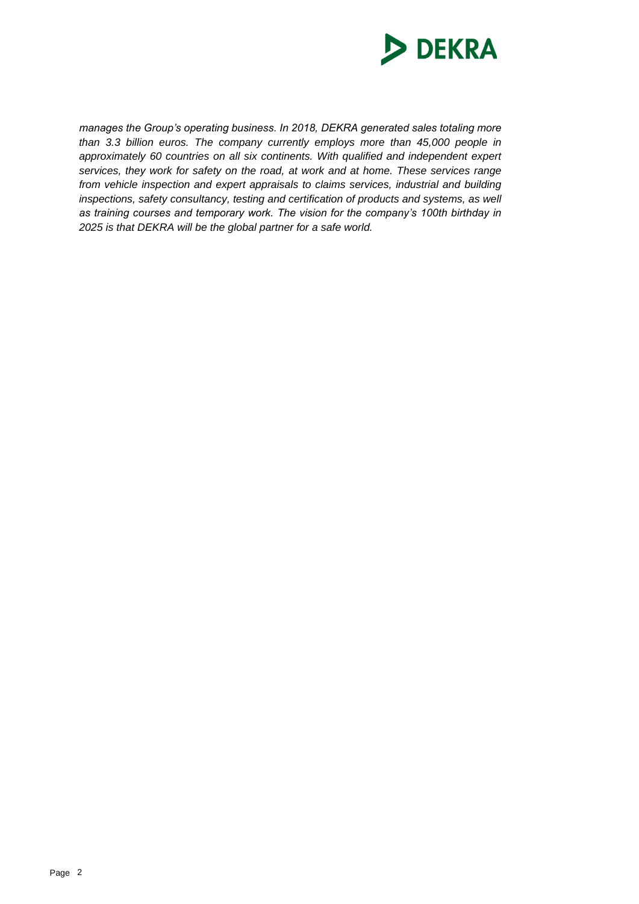*manages the Group's operating business. In 2018, DEKRA generated sales totaling more than 3.3 billion euros. The company currently employs more than 45,000 people in approximately 60 countries on all six continents. With qualified and independent expert services, they work for safety on the road, at work and at home. These services range from vehicle inspection and expert appraisals to claims services, industrial and building inspections, safety consultancy, testing and certification of products and systems, as well as training courses and temporary work. The vision for the company's 100th birthday in 2025 is that DEKRA will be the global partner for a safe world.*